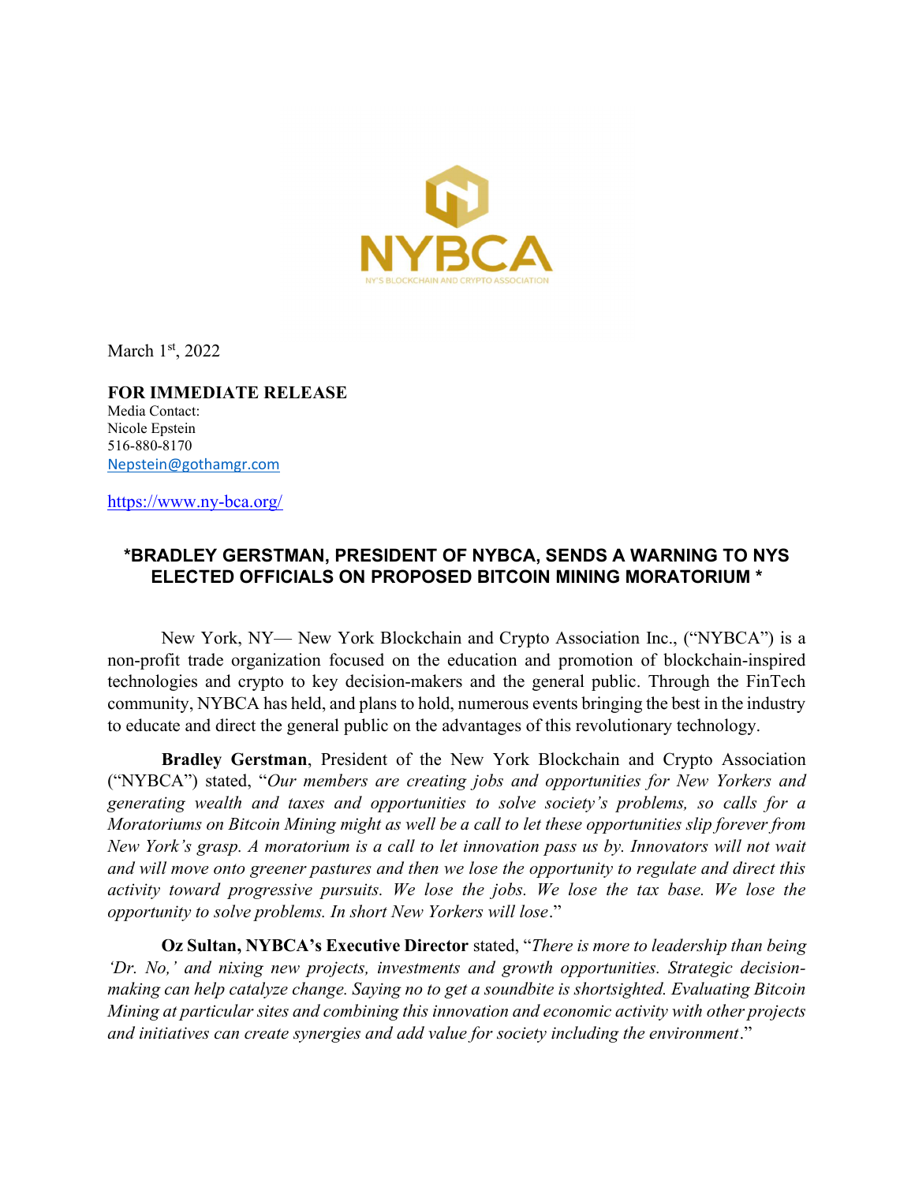NYBCA

NY'S BLOCKCHAIN AND CRYPTO ASSOCIATION

March 1st, 2022

**FOR IMMEDIATE RELEASE**

Media Contact:
Nicole Epstein
516-880-8170
Nepstein@gothamgr.com

https://www.ny-bca.org/

## *BRADLEY GERSTMAN, PRESIDENT OF NYBCA, SENDS A WARNING TO NYS ELECTED OFFICIALS ON PROPOSED BITCOIN MINING MORATORIUM *

New York, NY— New York Blockchain and Crypto Association Inc., ("NYBCA") is a non-profit trade organization focused on the education and promotion of blockchain-inspired technologies and crypto to key decision-makers and the general public. Through the FinTech community, NYBCA has held, and plans to hold, numerous events bringing the best in the industry to educate and direct the general public on the advantages of this revolutionary technology.

**Bradley Gerstman**, President of the New York Blockchain and Crypto Association ("NYBCA") stated, "*Our members are creating jobs and opportunities for New Yorkers and generating wealth and taxes and opportunities to solve society's problems, so calls for a Moratoriums on Bitcoin Mining might as well be a call to let these opportunities slip forever from New York's grasp. A moratorium is a call to let innovation pass us by. Innovators will not wait and will move onto greener pastures and then we lose the opportunity to regulate and direct this activity toward progressive pursuits. We lose the jobs. We lose the tax base. We lose the opportunity to solve problems. In short New Yorkers will lose*."

**Oz Sultan, NYBCA's Executive Director** stated, "*There is more to leadership than being 'Dr. No,' and nixing new projects, investments and growth opportunities. Strategic decision-making can help catalyze change. Saying no to get a soundbite is shortsighted. Evaluating Bitcoin Mining at particular sites and combining this innovation and economic activity with other projects and initiatives can create synergies and add value for society including the environment*."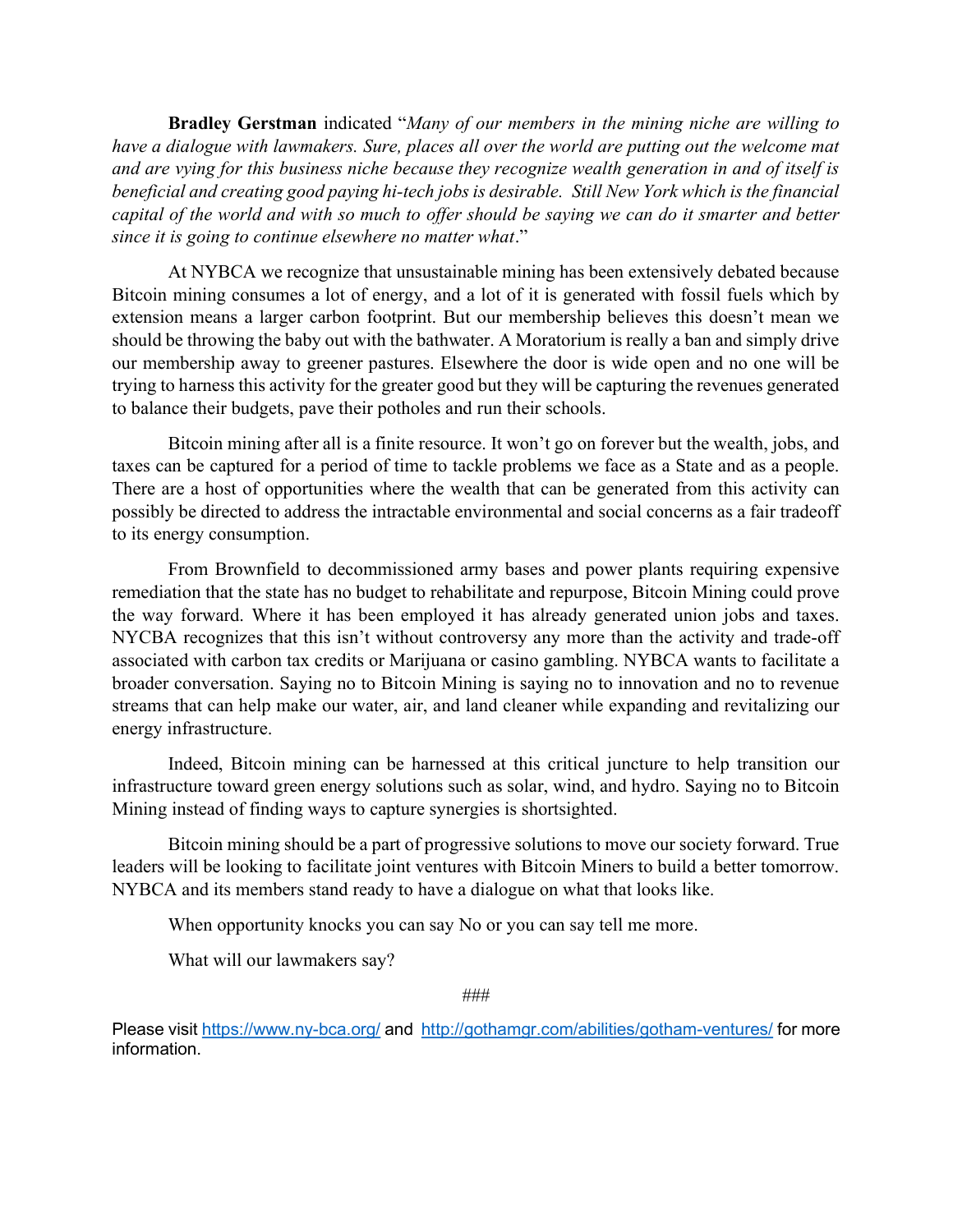**Bradley Gerstman** indicated "*Many of our members in the mining niche are willing to have a dialogue with lawmakers. Sure, places all over the world are putting out the welcome mat and are vying for this business niche because they recognize wealth generation in and of itself is beneficial and creating good paying hi-tech jobs is desirable. Still New York which is the financial capital of the world and with so much to offer should be saying we can do it smarter and better since it is going to continue elsewhere no matter what*."

At NYBCA we recognize that unsustainable mining has been extensively debated because Bitcoin mining consumes a lot of energy, and a lot of it is generated with fossil fuels which by extension means a larger carbon footprint. But our membership believes this doesn't mean we should be throwing the baby out with the bathwater. A Moratorium is really a ban and simply drive our membership away to greener pastures. Elsewhere the door is wide open and no one will be trying to harness this activity for the greater good but they will be capturing the revenues generated to balance their budgets, pave their potholes and run their schools.

Bitcoin mining after all is a finite resource. It won't go on forever but the wealth, jobs, and taxes can be captured for a period of time to tackle problems we face as a State and as a people. There are a host of opportunities where the wealth that can be generated from this activity can possibly be directed to address the intractable environmental and social concerns as a fair tradeoff to its energy consumption.

From Brownfield to decommissioned army bases and power plants requiring expensive remediation that the state has no budget to rehabilitate and repurpose, Bitcoin Mining could prove the way forward. Where it has been employed it has already generated union jobs and taxes. NYCBA recognizes that this isn't without controversy any more than the activity and trade-off associated with carbon tax credits or Marijuana or casino gambling. NYBCA wants to facilitate a broader conversation. Saying no to Bitcoin Mining is saying no to innovation and no to revenue streams that can help make our water, air, and land cleaner while expanding and revitalizing our energy infrastructure.

Indeed, Bitcoin mining can be harnessed at this critical juncture to help transition our infrastructure toward green energy solutions such as solar, wind, and hydro. Saying no to Bitcoin Mining instead of finding ways to capture synergies is shortsighted.

Bitcoin mining should be a part of progressive solutions to move our society forward. True leaders will be looking to facilitate joint ventures with Bitcoin Miners to build a better tomorrow. NYBCA and its members stand ready to have a dialogue on what that looks like.

When opportunity knocks you can say No or you can say tell me more.

What will our lawmakers say?

###

Please visit https://www.ny-bca.org/ and http://gothamgr.com/abilities/gotham-ventures/ for more information.